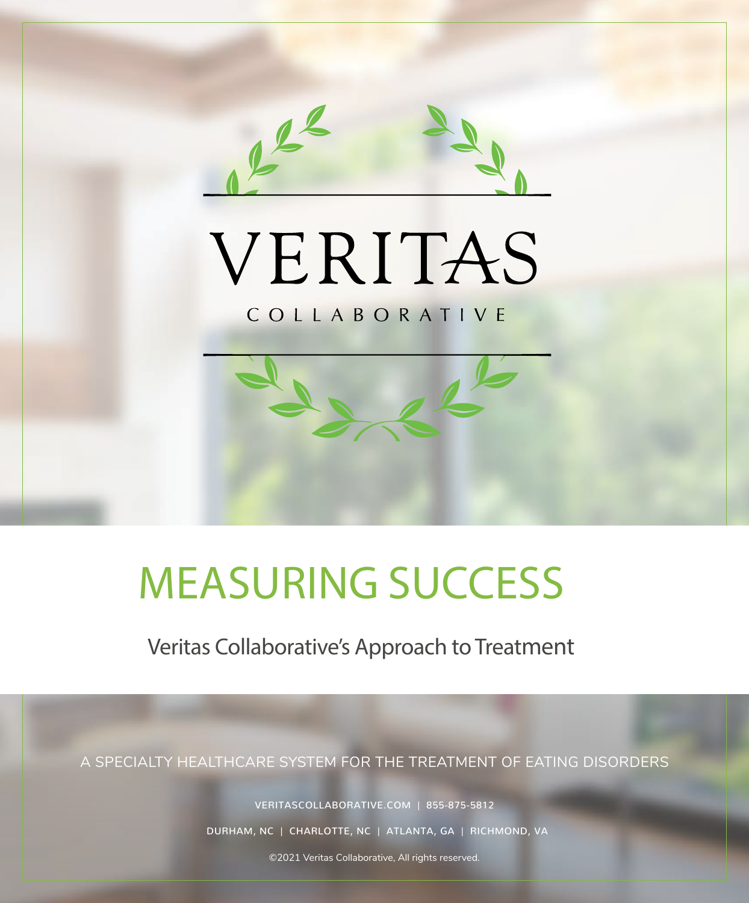VERITAS

COLLABORATIVE

# MEASURING SUCCESS

## Veritas Collaborative's Approach to Treatment

A SPECIALTY HEALTHCARE SYSTEM FOR THE TREATMENT OF EATING DISORDERS

VERITASCOLLABORATIVE.COM | 855-875-5812

DURHAM, NC | CHARLOTTE, NC | ATLANTA, GA | RICHMOND, VA

©2021 Veritas Collaborative, All rights reserved.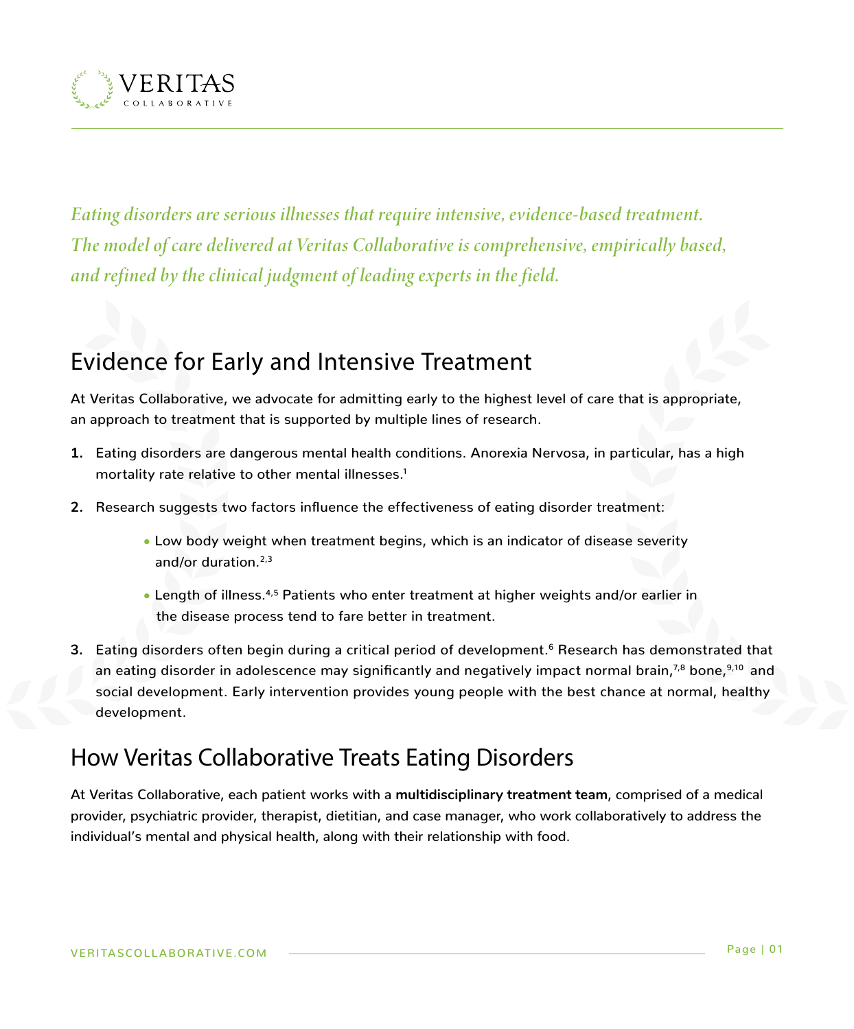*Eating disorders are serious illnesses that require intensive, evidence-based treatment. The model of care delivered at Veritas Collaborative is comprehensive, empirically based, and refined by the clinical judgment of leading experts in the field.*

## Evidence for Early and Intensive Treatment

At Veritas Collaborative, we advocate for admitting early to the highest level of care that is appropriate, an approach to treatment that is supported by multiple lines of research.

1. Eating disorders are dangerous mental health conditions. Anorexia Nervosa, in particular, has a high mortality rate relative to other mental illnesses.[1]
2. Research suggests two factors influence the effectiveness of eating disorder treatment:
   - Low body weight when treatment begins, which is an indicator of disease severity and/or duration.[2,3]
   - Length of illness.[4,5] Patients who enter treatment at higher weights and/or earlier in the disease process tend to fare better in treatment.
3. Eating disorders often begin during a critical period of development.[6] Research has demonstrated that an eating disorder in adolescence may significantly and negatively impact normal brain,[7,8] bone,[9,10] and social development. Early intervention provides young people with the best chance at normal, healthy development.

## How Veritas Collaborative Treats Eating Disorders

At Veritas Collaborative, each patient works with a **multidisciplinary treatment team**, comprised of a medical provider, psychiatric provider, therapist, dietitian, and case manager, who work collaboratively to address the individual's mental and physical health, along with their relationship with food.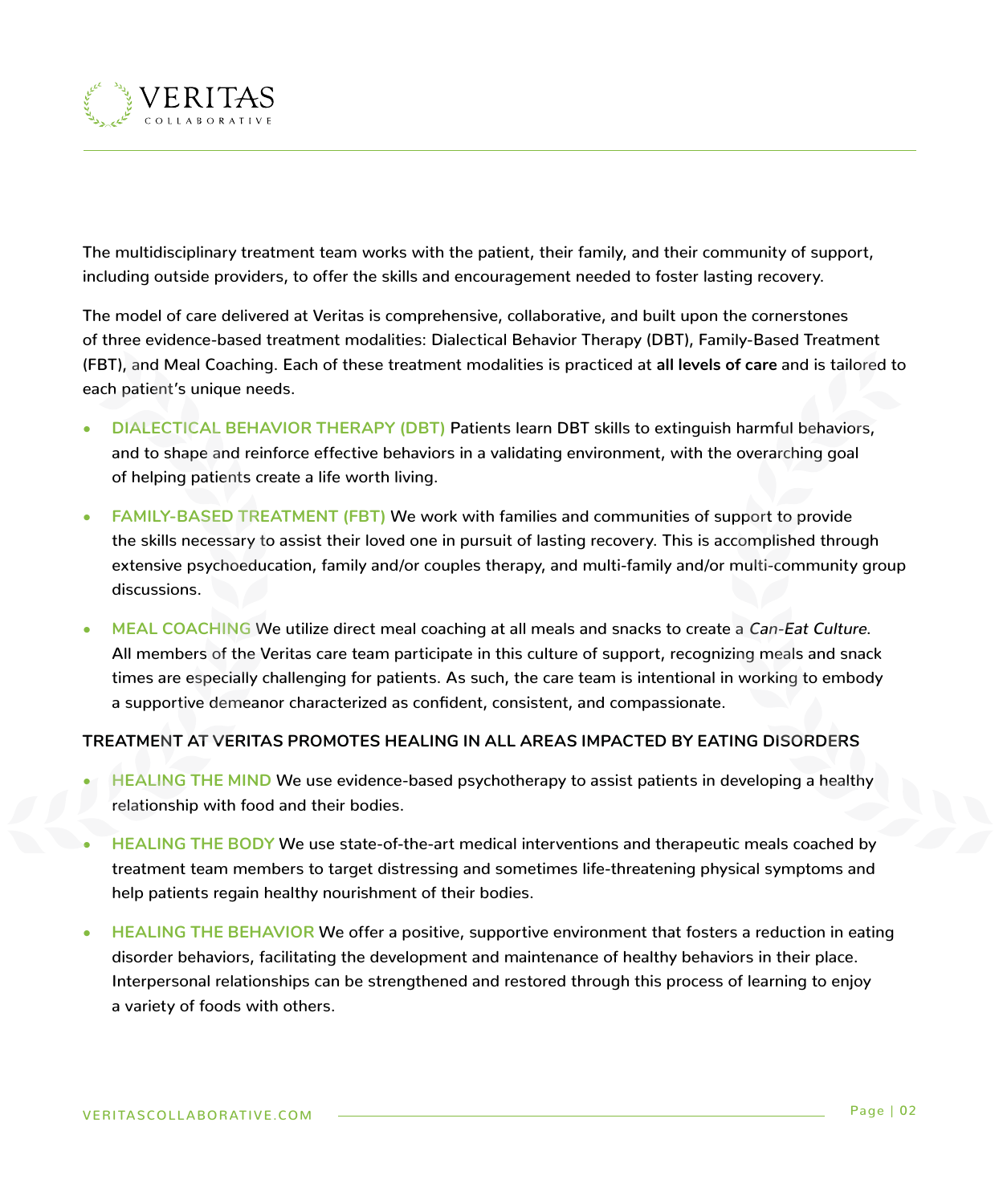The multidisciplinary treatment team works with the patient, their family, and their community of support, including outside providers, to offer the skills and encouragement needed to foster lasting recovery.

The model of care delivered at Veritas is comprehensive, collaborative, and built upon the cornerstones of three evidence-based treatment modalities: Dialectical Behavior Therapy (DBT), Family-Based Treatment (FBT), and Meal Coaching. Each of these treatment modalities is practiced at **all levels of care** and is tailored to each patient's unique needs.

- **DIALECTICAL BEHAVIOR THERAPY (DBT)** Patients learn DBT skills to extinguish harmful behaviors, and to shape and reinforce effective behaviors in a validating environment, with the overarching goal of helping patients create a life worth living.
- **FAMILY-BASED TREATMENT (FBT)** We work with families and communities of support to provide the skills necessary to assist their loved one in pursuit of lasting recovery. This is accomplished through extensive psychoeducation, family and/or couples therapy, and multi-family and/or multi-community group discussions.
- **MEAL COACHING** We utilize direct meal coaching at all meals and snacks to create a *Can-Eat Culture*. All members of the Veritas care team participate in this culture of support, recognizing meals and snack times are especially challenging for patients. As such, the care team is intentional in working to embody a supportive demeanor characterized as confident, consistent, and compassionate.

**TREATMENT AT VERITAS PROMOTES HEALING IN ALL AREAS IMPACTED BY EATING DISORDERS**

- **HEALING THE MIND** We use evidence-based psychotherapy to assist patients in developing a healthy relationship with food and their bodies.
- **HEALING THE BODY** We use state-of-the-art medical interventions and therapeutic meals coached by treatment team members to target distressing and sometimes life-threatening physical symptoms and help patients regain healthy nourishment of their bodies.
- **HEALING THE BEHAVIOR** We offer a positive, supportive environment that fosters a reduction in eating disorder behaviors, facilitating the development and maintenance of healthy behaviors in their place. Interpersonal relationships can be strengthened and restored through this process of learning to enjoy a variety of foods with others.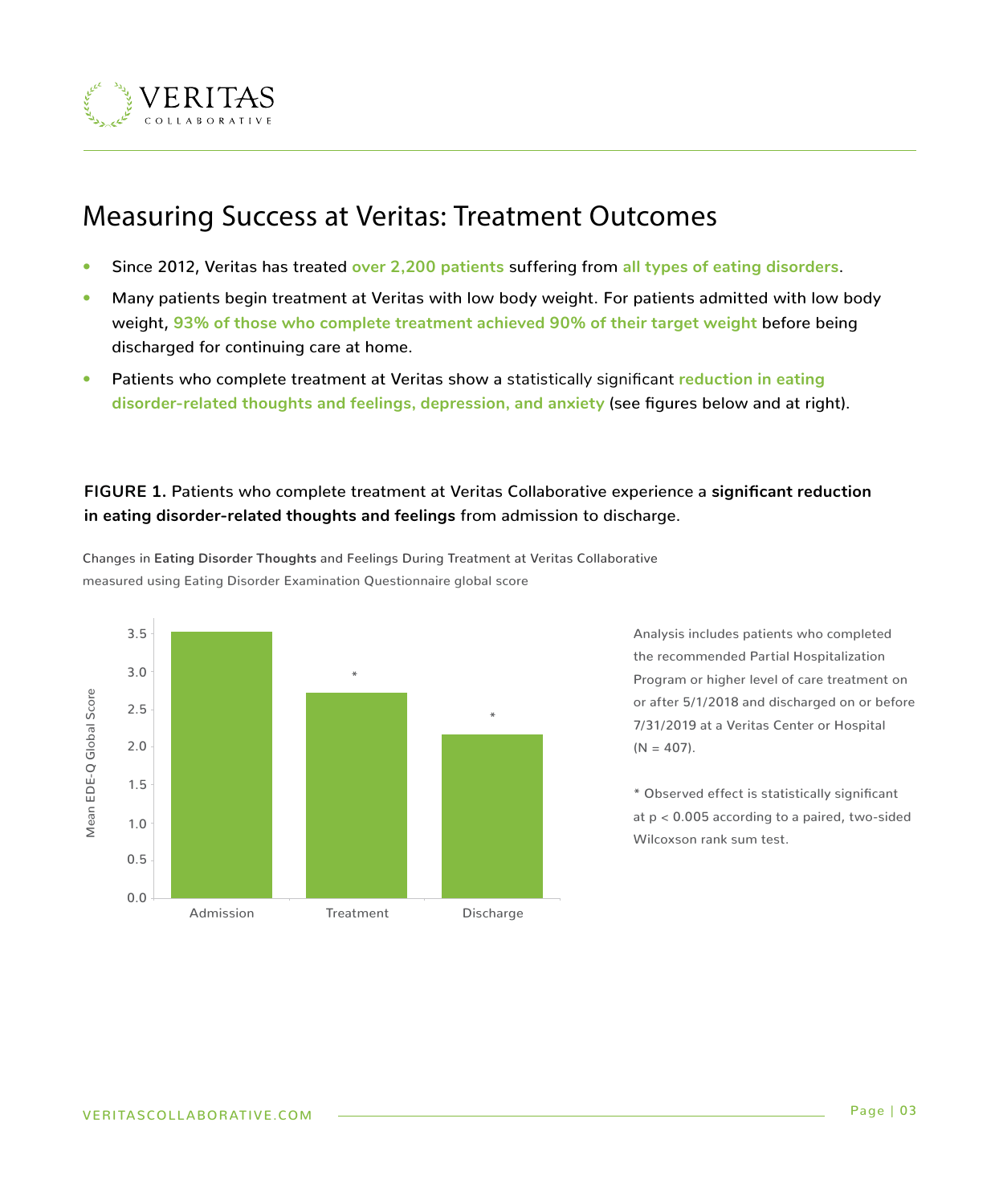# Measuring Success at Veritas: Treatment Outcomes

- Since 2012, Veritas has treated **over 2,200 patients** suffering from **all types of eating disorders**.
- Many patients begin treatment at Veritas with low body weight. For patients admitted with low body weight, **93% of those who complete treatment achieved 90% of their target weight** before being discharged for continuing care at home.
- Patients who complete treatment at Veritas show a statistically significant **reduction in eating disorder-related thoughts and feelings, depression, and anxiety** (see figures below and at right).

**FIGURE 1.** Patients who complete treatment at Veritas Collaborative experience a **significant reduction in eating disorder-related thoughts and feelings** from admission to discharge.

Changes in **Eating Disorder Thoughts** and Feelings During Treatment at Veritas Collaborative measured using Eating Disorder Examination Questionnaire global score

Mean EDE-Q Global Score

| | Admission | Treatment | Discharge |
|---|---|---|---|
| Mean EDE-Q Global Score | ~3.5 | ~2.7 * | ~2.2 * |

Analysis includes patients who completed the recommended Partial Hospitalization Program or higher level of care treatment on or after 5/1/2018 and discharged on or before 7/31/2019 at a Veritas Center or Hospital (N = 407).

* Observed effect is statistically significant at $p < 0.005$ according to a paired, two-sided Wilcoxson rank sum test.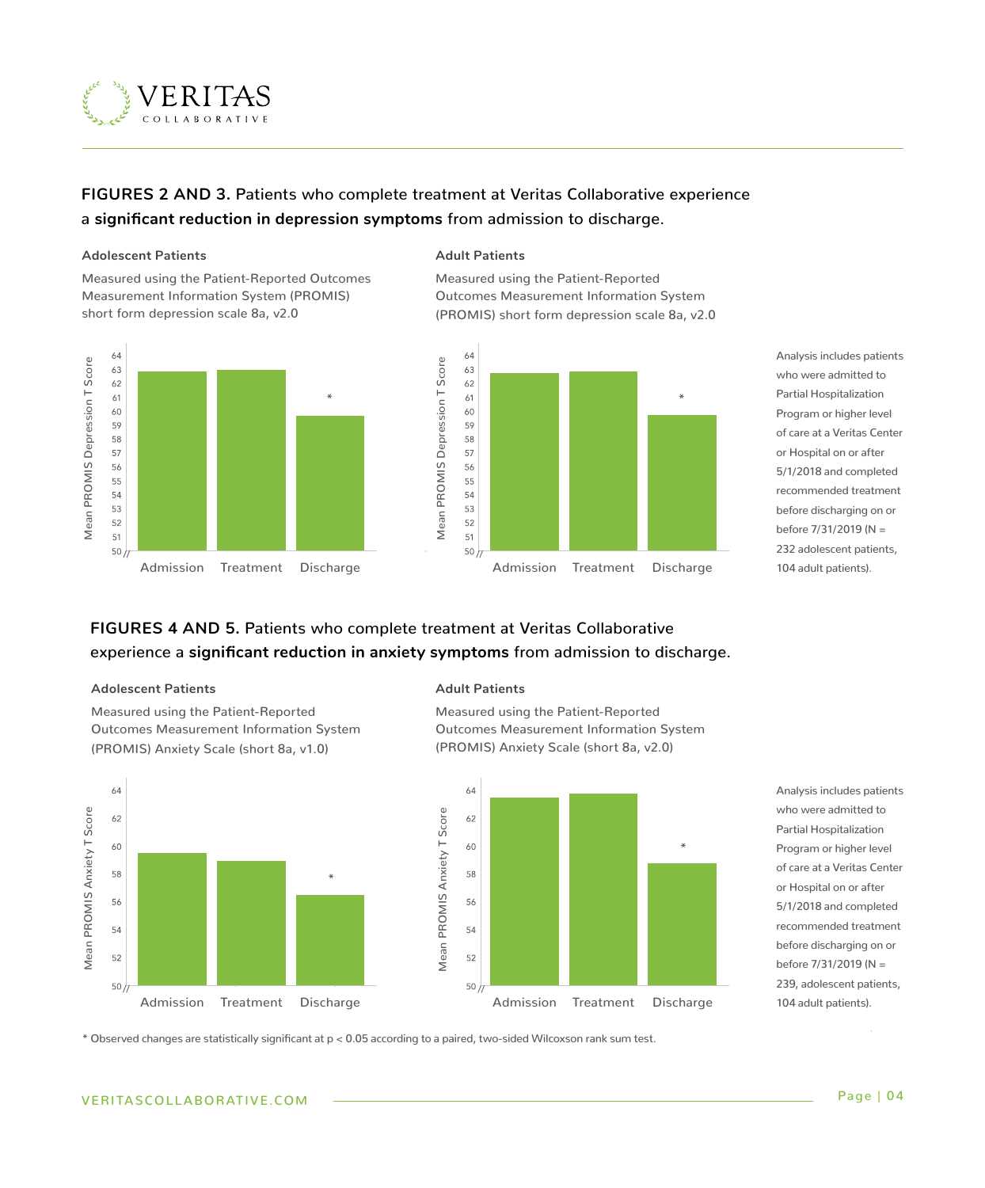## FIGURES 2 AND 3. Patients who complete treatment at Veritas Collaborative experience a **significant reduction in depression symptoms** from admission to discharge.

**Adolescent Patients**

Measured using the Patient-Reported Outcomes Measurement Information System (PROMIS) short form depression scale 8a, v2.0

**Adult Patients**

Measured using the Patient-Reported Outcomes Measurement Information System (PROMIS) short form depression scale 8a, v2.0

Analysis includes patients who were admitted to Partial Hospitalization Program or higher level of care at a Veritas Center or Hospital on or after 5/1/2018 and completed recommended treatment before discharging on or before 7/31/2019 (N = 232 adolescent patients, 104 adult patients).

## FIGURES 4 AND 5. Patients who complete treatment at Veritas Collaborative experience a **significant reduction in anxiety symptoms** from admission to discharge.

**Adolescent Patients**

Measured using the Patient-Reported Outcomes Measurement Information System (PROMIS) Anxiety Scale (short 8a, v1.0)

**Adult Patients**

Measured using the Patient-Reported Outcomes Measurement Information System (PROMIS) Anxiety Scale (short 8a, v2.0)

Analysis includes patients who were admitted to Partial Hospitalization Program or higher level of care at a Veritas Center or Hospital on or after 5/1/2018 and completed recommended treatment before discharging on or before 7/31/2019 (N = 239, adolescent patients, 104 adult patients).

* Observed changes are statistically significant at $p < 0.05$ according to a paired, two-sided Wilcoxson rank sum test.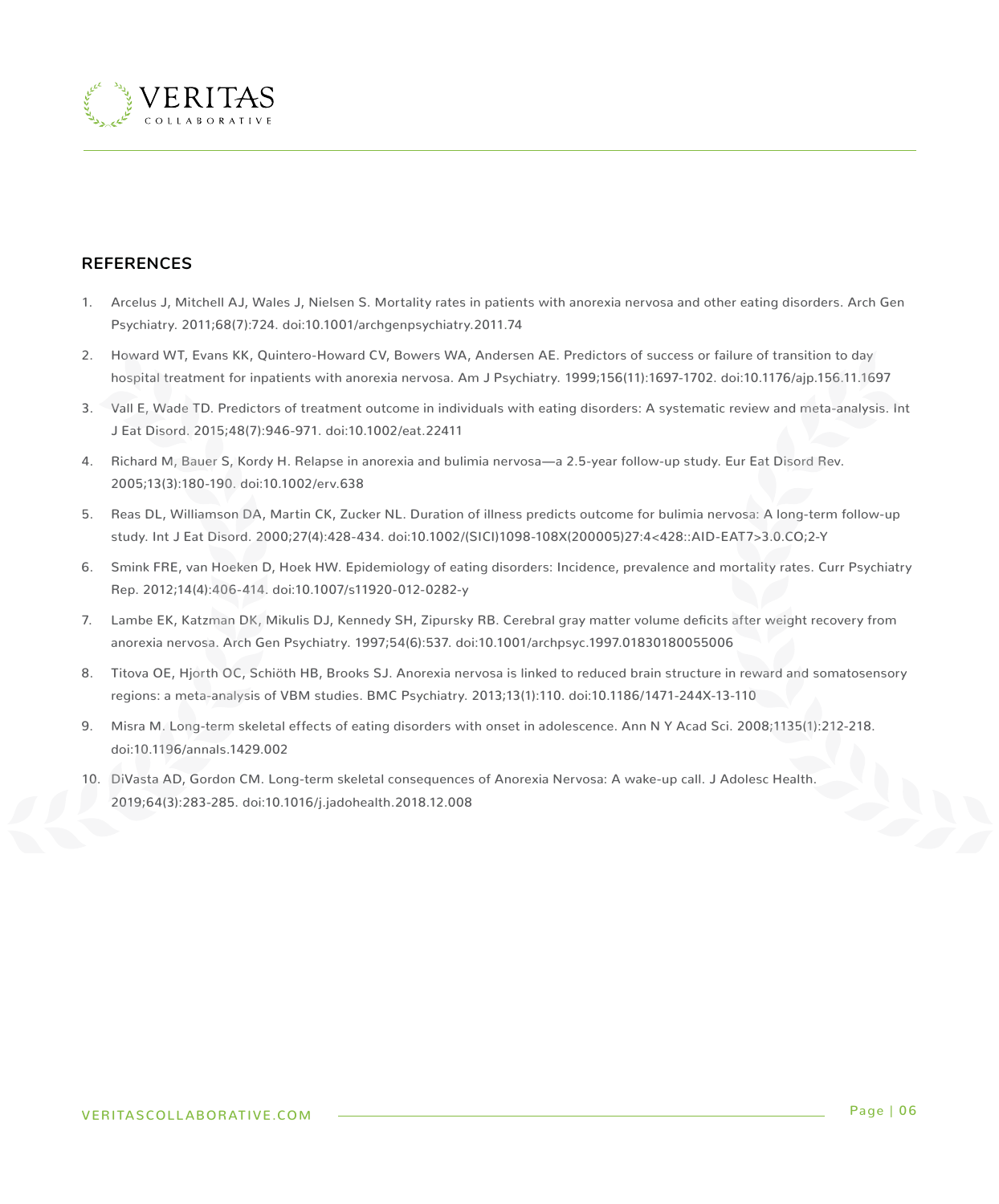## REFERENCES

1. Arcelus J, Mitchell AJ, Wales J, Nielsen S. Mortality rates in patients with anorexia nervosa and other eating disorders. Arch Gen Psychiatry. 2011;68(7):724. doi:10.1001/archgenpsychiatry.2011.74
2. Howard WT, Evans KK, Quintero-Howard CV, Bowers WA, Andersen AE. Predictors of success or failure of transition to day hospital treatment for inpatients with anorexia nervosa. Am J Psychiatry. 1999;156(11):1697-1702. doi:10.1176/ajp.156.11.1697
3. Vall E, Wade TD. Predictors of treatment outcome in individuals with eating disorders: A systematic review and meta-analysis. Int J Eat Disord. 2015;48(7):946-971. doi:10.1002/eat.22411
4. Richard M, Bauer S, Kordy H. Relapse in anorexia and bulimia nervosa—a 2.5-year follow-up study. Eur Eat Disord Rev. 2005;13(3):180-190. doi:10.1002/erv.638
5. Reas DL, Williamson DA, Martin CK, Zucker NL. Duration of illness predicts outcome for bulimia nervosa: A long-term follow-up study. Int J Eat Disord. 2000;27(4):428-434. doi:10.1002/(SICI)1098-108X(200005)27:4<428::AID-EAT7>3.0.CO;2-Y
6. Smink FRE, van Hoeken D, Hoek HW. Epidemiology of eating disorders: Incidence, prevalence and mortality rates. Curr Psychiatry Rep. 2012;14(4):406-414. doi:10.1007/s11920-012-0282-y
7. Lambe EK, Katzman DK, Mikulis DJ, Kennedy SH, Zipursky RB. Cerebral gray matter volume deficits after weight recovery from anorexia nervosa. Arch Gen Psychiatry. 1997;54(6):537. doi:10.1001/archpsyc.1997.01830180055006
8. Titova OE, Hjorth OC, Schiöth HB, Brooks SJ. Anorexia nervosa is linked to reduced brain structure in reward and somatosensory regions: a meta-analysis of VBM studies. BMC Psychiatry. 2013;13(1):110. doi:10.1186/1471-244X-13-110
9. Misra M. Long-term skeletal effects of eating disorders with onset in adolescence. Ann N Y Acad Sci. 2008;1135(1):212-218. doi:10.1196/annals.1429.002
10. DiVasta AD, Gordon CM. Long-term skeletal consequences of Anorexia Nervosa: A wake-up call. J Adolesc Health. 2019;64(3):283-285. doi:10.1016/j.jadohealth.2018.12.008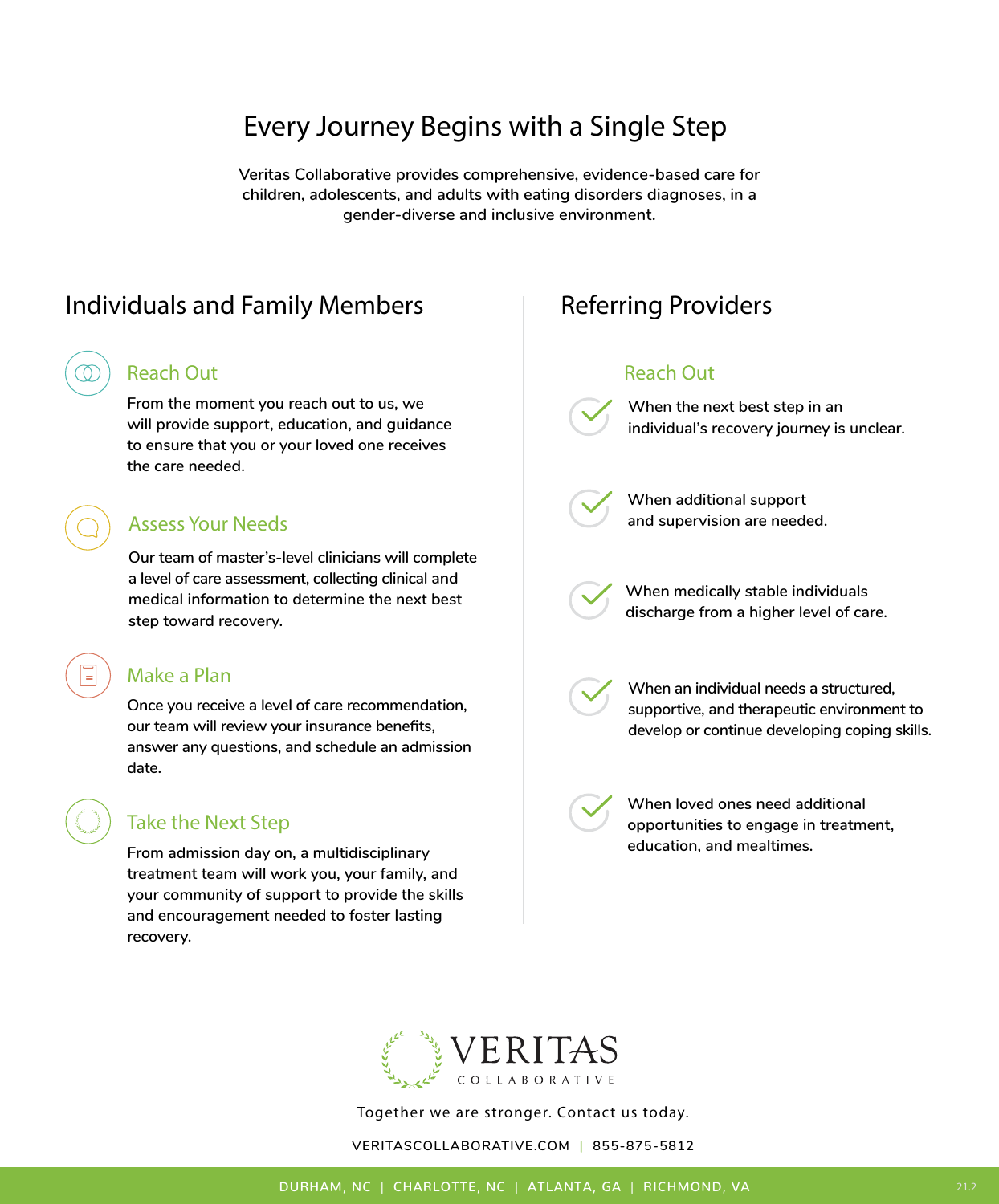# Every Journey Begins with a Single Step

Veritas Collaborative provides comprehensive, evidence-based care for children, adolescents, and adults with eating disorders diagnoses, in a gender-diverse and inclusive environment.

## Individuals and Family Members

### Reach Out

From the moment you reach out to us, we will provide support, education, and guidance to ensure that you or your loved one receives the care needed.

### Assess Your Needs

Our team of master's-level clinicians will complete a level of care assessment, collecting clinical and medical information to determine the next best step toward recovery.

### Make a Plan

Once you receive a level of care recommendation, our team will review your insurance benefits, answer any questions, and schedule an admission date.

### Take the Next Step

From admission day on, a multidisciplinary treatment team will work you, your family, and your community of support to provide the skills and encouragement needed to foster lasting recovery.

## Referring Providers

### Reach Out

- When the next best step in an individual's recovery journey is unclear.
- When additional support and supervision are needed.
- When medically stable individuals discharge from a higher level of care.
- When an individual needs a structured, supportive, and therapeutic environment to develop or continue developing coping skills.
- When loved ones need additional opportunities to engage in treatment, education, and mealtimes.

VERITAS COLLABORATIVE

Together we are stronger. Contact us today.

VERITASCOLLABORATIVE.COM | 855-875-5812

DURHAM, NC | CHARLOTTE, NC | ATLANTA, GA | RICHMOND, VA

21.2